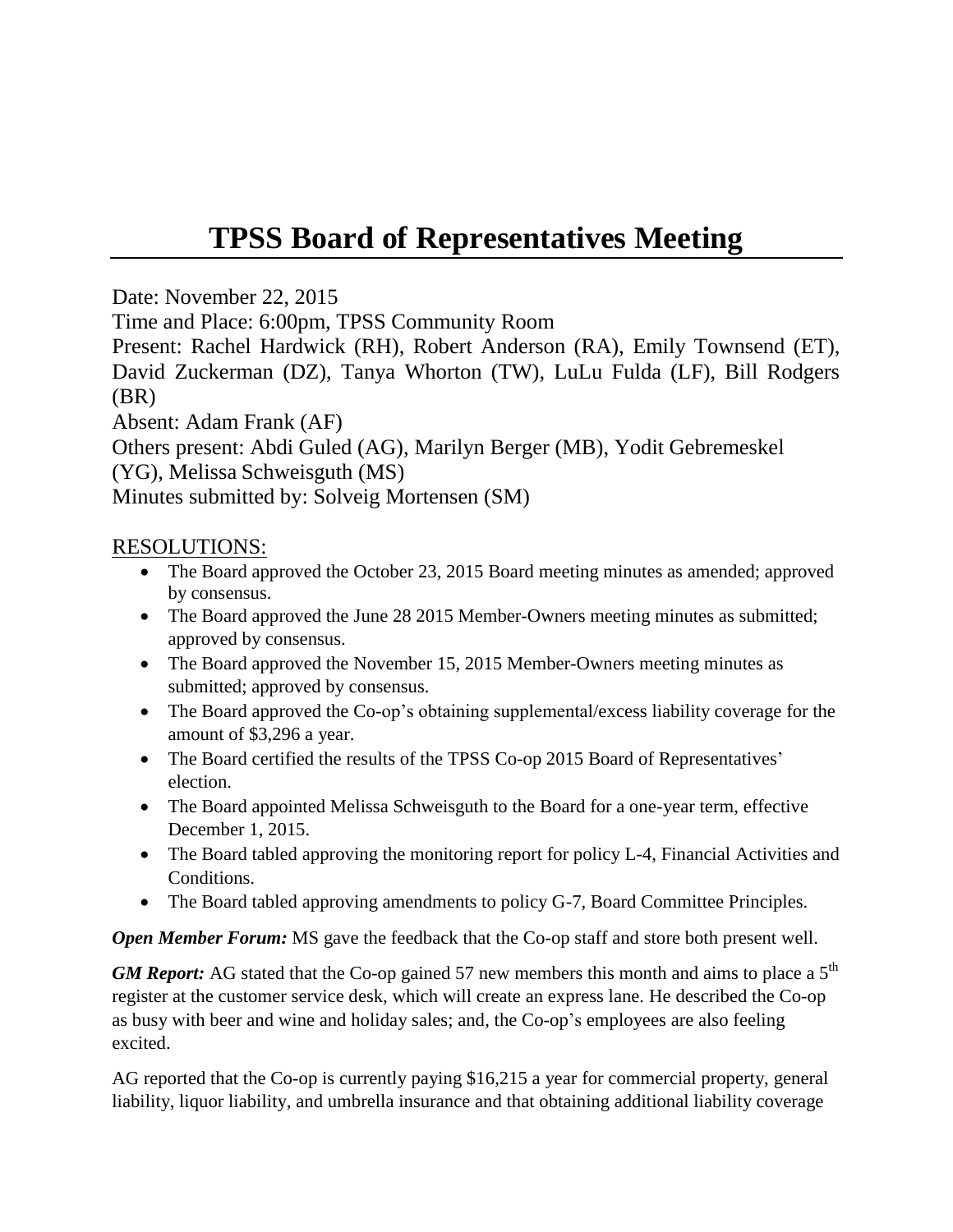# TPSS Board of Representatives Meeting

Date: November 22, 2015

Time and Place: 6:00pm, TPSS Community Room

Present: Rachel Hardwick (RH), Robert Anderson (RA), Emily Townsend (ET), David Zuckerman (DZ), Tanya Whorton (TW), LuLu Fulda (LF), Bill Rodgers (BR)

Absent: Adam Frank (AF)

Others present: Abdi Guled (AG), Marilyn Berger (MB), Yodit Gebremeskel (YG), Melissa Schweisguth (MS)

Minutes submitted by: Solveig Mortensen (SM)

## RESOLUTIONS:

- The Board approved the October 23, 2015 Board meeting minutes as amended; approved by consensus.
- The Board approved the June 28 2015 Member-Owners meeting minutes as submitted; approved by consensus.
- The Board approved the November 15, 2015 Member-Owners meeting minutes as submitted; approved by consensus.
- The Board approved the Co-op's obtaining supplemental/excess liability coverage for the amount of $3,296 a year.
- The Board certified the results of the TPSS Co-op 2015 Board of Representatives' election.
- The Board appointed Melissa Schweisguth to the Board for a one-year term, effective December 1, 2015.
- The Board tabled approving the monitoring report for policy L-4, Financial Activities and Conditions.
- The Board tabled approving amendments to policy G-7, Board Committee Principles.

***Open Member Forum:*** MS gave the feedback that the Co-op staff and store both present well.

***GM Report:*** AG stated that the Co-op gained 57 new members this month and aims to place a 5th register at the customer service desk, which will create an express lane. He described the Co-op as busy with beer and wine and holiday sales; and, the Co-op's employees are also feeling excited.

AG reported that the Co-op is currently paying $16,215 a year for commercial property, general liability, liquor liability, and umbrella insurance and that obtaining additional liability coverage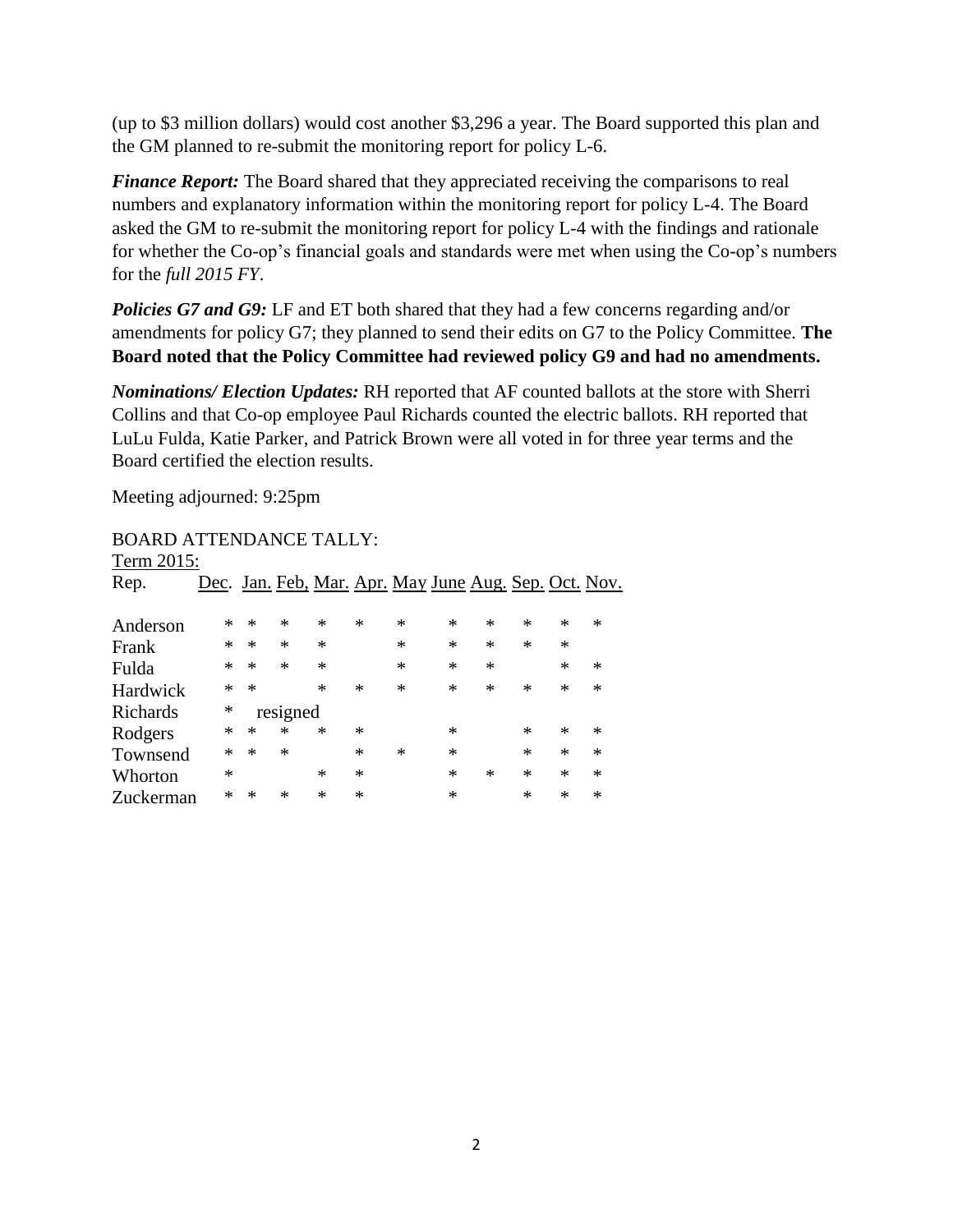(up to $3 million dollars) would cost another $3,296 a year. The Board supported this plan and the GM planned to re-submit the monitoring report for policy L-6.

***Finance Report:*** The Board shared that they appreciated receiving the comparisons to real numbers and explanatory information within the monitoring report for policy L-4. The Board asked the GM to re-submit the monitoring report for policy L-4 with the findings and rationale for whether the Co-op's financial goals and standards were met when using the Co-op's numbers for the *full 2015 FY*.

***Policies G7 and G9:*** LF and ET both shared that they had a few concerns regarding and/or amendments for policy G7; they planned to send their edits on G7 to the Policy Committee. **The Board noted that the Policy Committee had reviewed policy G9 and had no amendments.**

***Nominations/ Election Updates:*** RH reported that AF counted ballots at the store with Sherri Collins and that Co-op employee Paul Richards counted the electric ballots. RH reported that LuLu Fulda, Katie Parker, and Patrick Brown were all voted in for three year terms and the Board certified the election results.

Meeting adjourned: 9:25pm

BOARD ATTENDANCE TALLY:

Term 2015:

| Rep. | Dec. | Jan. | Feb. | Mar. | Apr. | May | June | Aug. | Sep. | Oct. | Nov. |
|---|---|---|---|---|---|---|---|---|---|---|---|
| Anderson | * | * | * | * | * | * | * | * | * | * | * |
| Frank | * | * | * | * | | * | * | * | * | * | |
| Fulda | * | * | * | * | | * | * | * | | * | * |
| Hardwick | * | * | | * | * | * | * | * | * | * | * |
| Richards | * | resigned | | | | | | | | | |
| Rodgers | * | * | * | * | * | | * | | * | * | * |
| Townsend | * | * | * | | * | * | * | | * | * | * |
| Whorton | * | | | * | * | | * | * | * | * | * |
| Zuckerman | * | * | * | * | * | | * | | * | * | * |